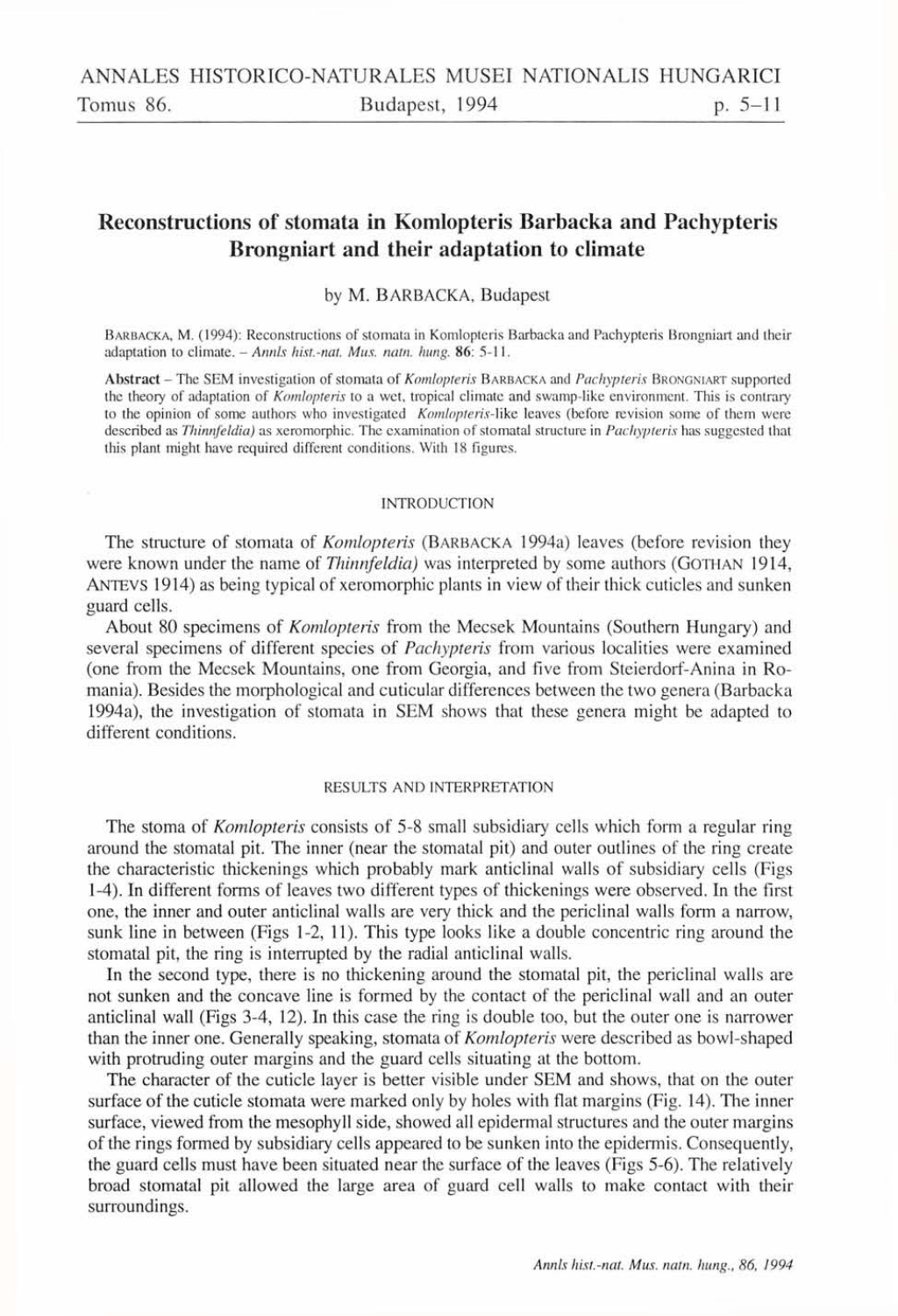# Reconstructions of stomata in Komlopteris Barbacka and Pachypteris Brongniart and their adaptation to climate

by M. BARBACKA, Budapest

BARBACKA, M. (1994): Reconstructions of stomata in Komlopteris Barbacka and Pachypteris Brongniart and their adaptation to climate. – *Annls hist.-nat. Mus. natn. hung.* **86**: 5-11.

**Abstract** – The SEM investigation of stomata of *Komlopteris* BARBACKA and *Pachypteris* BRONGNIART supported the theory of adaptation of *Komlopteris* to a wet, tropical climate and swamp-like environment. This is contrary to the opinion of some authors who investigated *Komlopteris*-like leaves (before revision some of them were described as *Thinnfeldia)* as xeromorphic. The examination of stomatal structure in *Pachypteris* has suggested that this plant might have required different conditions. With 18 figures.

## INTRODUCTION

The structure of stomata of *Komlopteris* (BARBACKA 1994a) leaves (before revision they were known under the name of *Thinnfeldia)* was interpreted by some authors (GOTHAN 1914, ANTEVS 1914) as being typical of xeromorphic plants in view of their thick cuticles and sunken guard cells.

About 80 specimens of *Komlopteris* from the Mecsek Mountains (Southern Hungary) and several specimens of different species of *Pachypteris* from various localities were examined (one from the Mecsek Mountains, one from Georgia, and five from Steierdorf-Anina in Romania). Besides the morphological and cuticular differences between the two genera (Barbacka 1994a), the investigation of stomata in SEM shows that these genera might be adapted to different conditions.

## RESULTS AND INTERPRETATION

The stoma of *Komlopteris* consists of 5-8 small subsidiary cells which form a regular ring around the stomatal pit. The inner (near the stomatal pit) and outer outlines of the ring create the characteristic thickenings which probably mark anticlinal walls of subsidiary cells (Figs 1-4). In different forms of leaves two different types of thickenings were observed. In the first one, the inner and outer anticlinal walls are very thick and the periclinal walls form a narrow, sunk line in between (Figs 1-2, 11). This type looks like a double concentric ring around the stomatal pit, the ring is interrupted by the radial anticlinal walls.

In the second type, there is no thickening around the stomatal pit, the periclinal walls are not sunken and the concave line is formed by the contact of the periclinal wall and an outer anticlinal wall (Figs 3-4, 12). In this case the ring is double too, but the outer one is narrower than the inner one. Generally speaking, stomata of *Komlopteris* were described as bowl-shaped with protruding outer margins and the guard cells situating at the bottom.

The character of the cuticle layer is better visible under SEM and shows, that on the outer surface of the cuticle stomata were marked only by holes with flat margins (Fig. 14). The inner surface, viewed from the mesophyll side, showed all epidermal structures and the outer margins of the rings formed by subsidiary cells appeared to be sunken into the epidermis. Consequently, the guard cells must have been situated near the surface of the leaves (Figs 5-6). The relatively broad stomatal pit allowed the large area of guard cell walls to make contact with their surroundings.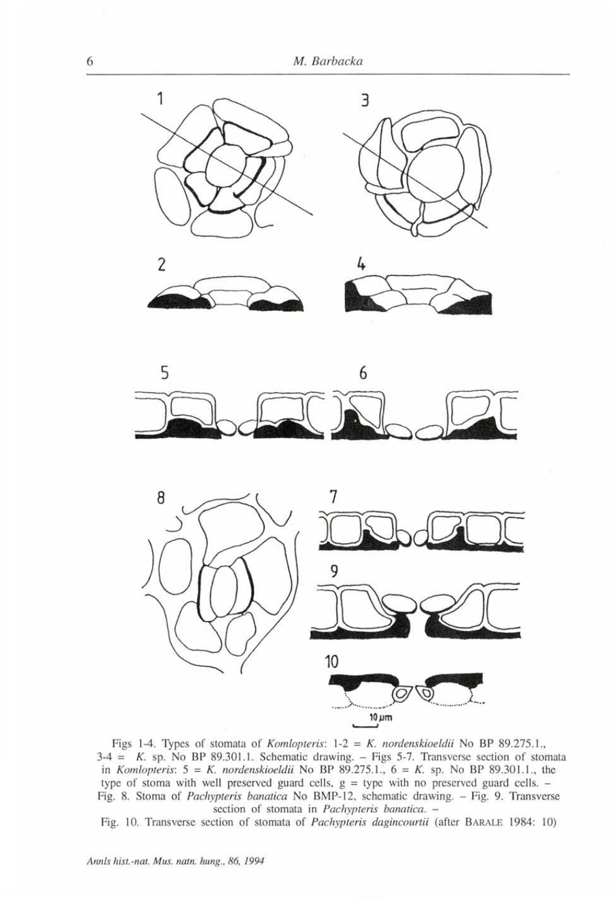Figs 1-4. Types of stomata of *Komlopteris*: 1-2 = *K. nordenskioeldii* No BP 89.275.1., 3-4 = *K.* sp. No BP 89.301.1. Schematic drawing. – Figs 5-7. Transverse section of stomata in *Komlopteris*: 5 = *K. nordenskioeldii* No BP 89.275.1., 6 = *K.* sp. No BP 89.301.1., the type of stoma with well preserved guard cells, g = type with no preserved guard cells. – Fig. 8. Stoma of *Pachypteris banatica* No BMP-12, schematic drawing. – Fig. 9. Transverse section of stomata in *Pachypteris banatica*. – Fig. 10. Transverse section of stomata of *Pachypteris dagincourtii* (after BARALE 1984: 10)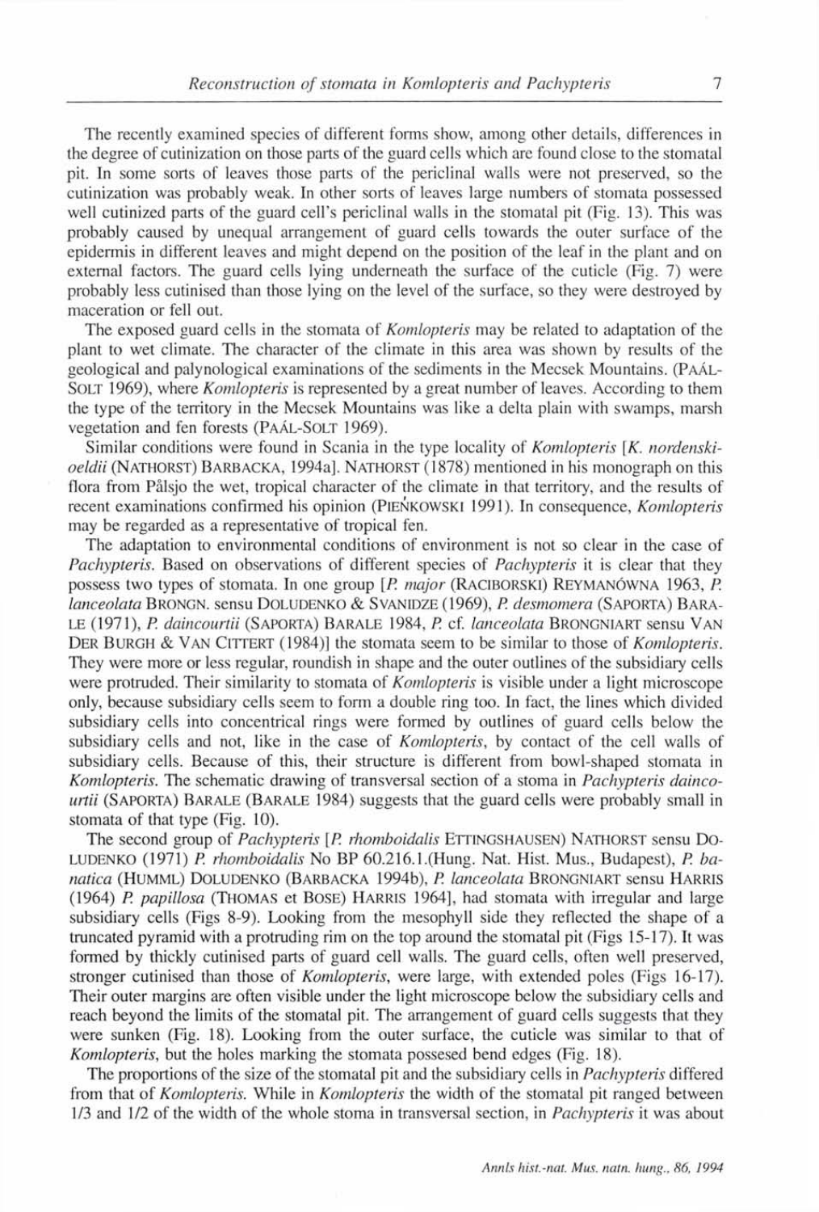The recently examined species of different forms show, among other details, differences in the degree of cutinization on those parts of the guard cells which are found close to the stomatal pit. In some sorts of leaves those parts of the periclinal walls were not preserved, so the cutinization was probably weak. In other sorts of leaves large numbers of stomata possessed well cutinized parts of the guard cell's periclinal walls in the stomatal pit (Fig. 13). This was probably caused by unequal arrangement of guard cells towards the outer surface of the epidermis in different leaves and might depend on the position of the leaf in the plant and on external factors. The guard cells lying underneath the surface of the cuticle (Fig. 7) were probably less cutinised than those lying on the level of the surface, so they were destroyed by maceration or fell out.

The exposed guard cells in the stomata of *Komlopteris* may be related to adaptation of the plant to wet climate. The character of the climate in this area was shown by results of the geological and palynological examinations of the sediments in the Mecsek Mountains. (PAÁL-SOLT 1969), where *Komlopteris* is represented by a great number of leaves. According to them the type of the territory in the Mecsek Mountains was like a delta plain with swamps, marsh vegetation and fen forests (PAÁL-SOLT 1969).

Similar conditions were found in Scania in the type locality of *Komlopteris* [*K. nordenskioeldii* (NATHORST) BARBACKA, 1994a]. NATHORST (1878) mentioned in his monograph on this flora from Pålsjo the wet, tropical character of the climate in that territory, and the results of recent examinations confirmed his opinion (PIEŃKOWSKI 1991). In consequence, *Komlopteris* may be regarded as a representative of tropical fen.

The adaptation to environmental conditions of environment is not so clear in the case of *Pachypteris*. Based on observations of different species of *Pachypteris* it is clear that they possess two types of stomata. In one group [*P. major* (RACIBORSKI) REYMANÓWNA 1963, *P. lanceolata* BRONGN. sensu DOLUDENKO & SVANIDZE (1969), *P. desmomera* (SAPORTA) BARALE (1971), *P. daincourtii* (SAPORTA) BARALE 1984, *P.* cf. *lanceolata* BRONGNIART sensu VAN DER BURGH & VAN CITTERT (1984)] the stomata seem to be similar to those of *Komlopteris*. They were more or less regular, roundish in shape and the outer outlines of the subsidiary cells were protruded. Their similarity to stomata of *Komlopteris* is visible under a light microscope only, because subsidiary cells seem to form a double ring too. In fact, the lines which divided subsidiary cells into concentrical rings were formed by outlines of guard cells below the subsidiary cells and not, like in the case of *Komlopteris*, by contact of the cell walls of subsidiary cells. Because of this, their structure is different from bowl-shaped stomata in *Komlopteris*. The schematic drawing of transversal section of a stoma in *Pachypteris daincourtii* (SAPORTA) BARALE (BARALE 1984) suggests that the guard cells were probably small in stomata of that type (Fig. 10).

The second group of *Pachypteris* [*P. rhomboidalis* ETTINGSHAUSEN) NATHORST sensu DOLUDENKO (1971) *P. rhomboidalis* No BP 60.216.1.(Hung. Nat. Hist. Mus., Budapest), *P. banatica* (HUMML) DOLUDENKO (BARBACKA 1994b), *P. lanceolata* BRONGNIART sensu HARRIS (1964) *P. papillosa* (THOMAS et BOSE) HARRIS 1964], had stomata with irregular and large subsidiary cells (Figs 8-9). Looking from the mesophyll side they reflected the shape of a truncated pyramid with a protruding rim on the top around the stomatal pit (Figs 15-17). It was formed by thickly cutinised parts of guard cell walls. The guard cells, often well preserved, stronger cutinised than those of *Komlopteris*, were large, with extended poles (Figs 16-17). Their outer margins are often visible under the light microscope below the subsidiary cells and reach beyond the limits of the stomatal pit. The arrangement of guard cells suggests that they were sunken (Fig. 18). Looking from the outer surface, the cuticle was similar to that of *Komlopteris*, but the holes marking the stomata possesed bend edges (Fig. 18).

The proportions of the size of the stomatal pit and the subsidiary cells in *Pachypteris* differed from that of *Komlopteris*. While in *Komlopteris* the width of the stomatal pit ranged between 1/3 and 1/2 of the width of the whole stoma in transversal section, in *Pachypteris* it was about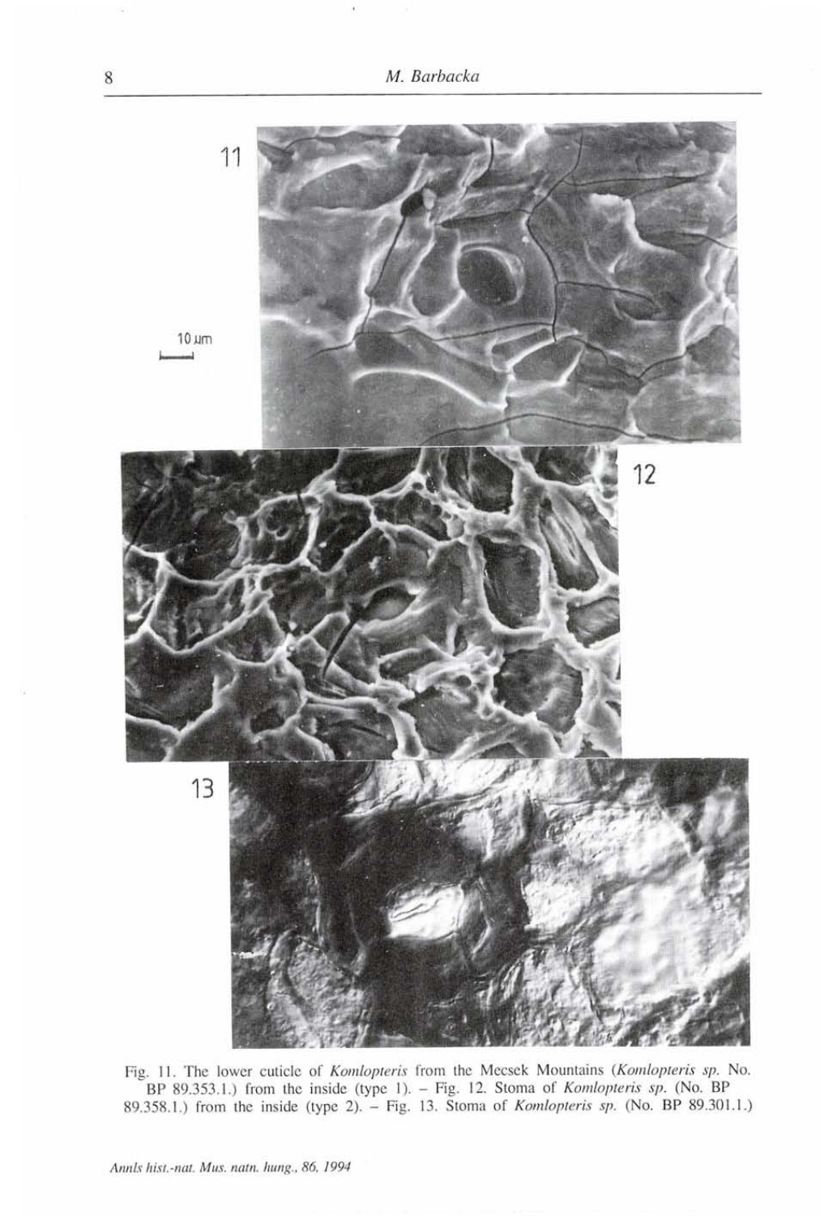Fig. 11. The lower cuticle of *Komlopteris* from the Mecsek Mountains (*Komlopteris sp.* No. BP 89.353.1.) from the inside (type 1). – Fig. 12. Stoma of *Komlopteris sp.* (No. BP 89.358.1.) from the inside (type 2). – Fig. 13. Stoma of *Komlopteris sp.* (No. BP 89.301.1.)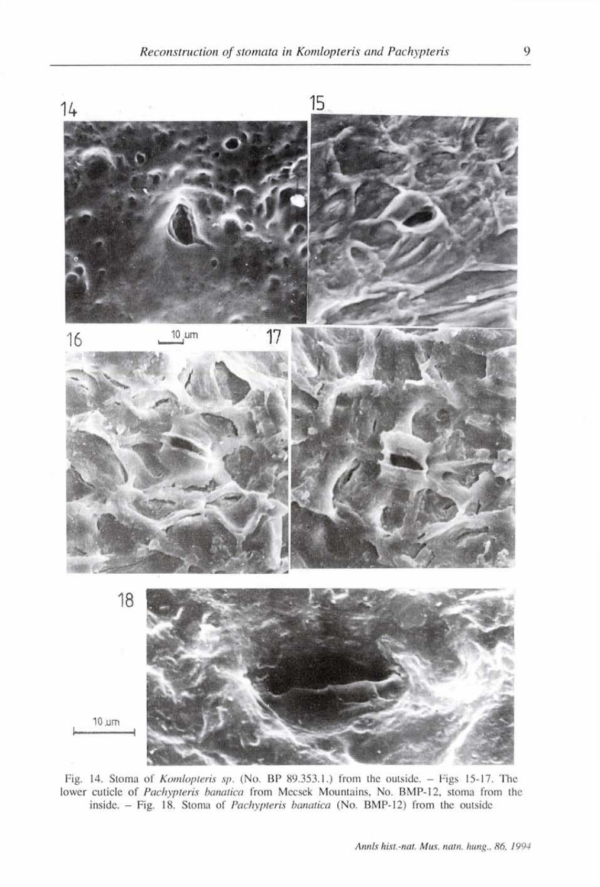Fig. 14. Stoma of *Komlopteris sp.* (No. BP 89.353.1.) from the outside. – Figs 15-17. The lower cuticle of *Pachypteris banatica* from Mecsek Mountains, No. BMP-12, stoma from the inside. – Fig. 18. Stoma of *Pachypteris banatica* (No. BMP-12) from the outside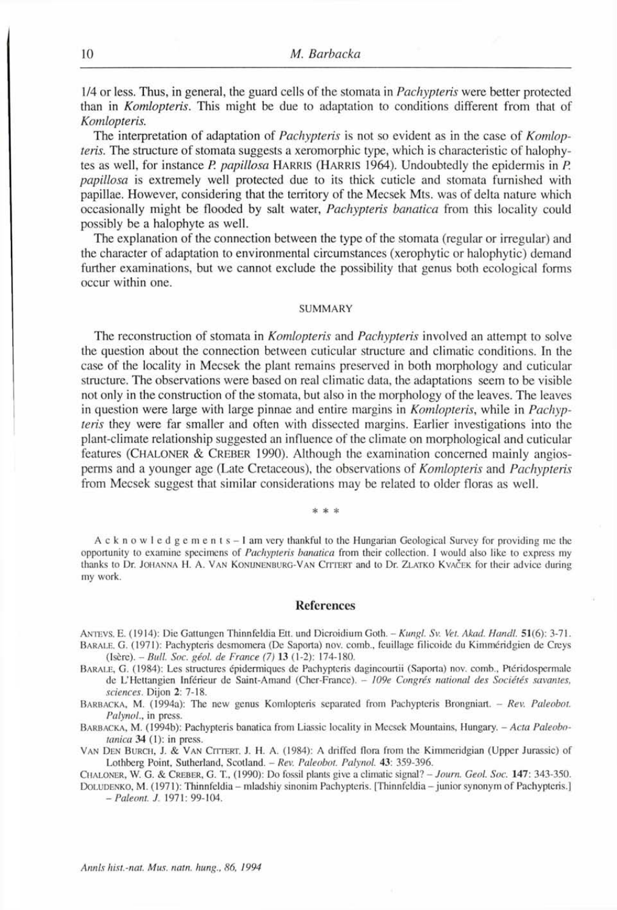1/4 or less. Thus, in general, the guard cells of the stomata in *Pachypteris* were better protected than in *Komlopteris*. This might be due to adaptation to conditions different from that of *Komlopteris*.

The interpretation of adaptation of *Pachypteris* is not so evident as in the case of *Komlopteris*. The structure of stomata suggests a xeromorphic type, which is characteristic of halophytes as well, for instance *P. papillosa* HARRIS (HARRIS 1964). Undoubtedly the epidermis in *P. papillosa* is extremely well protected due to its thick cuticle and stomata furnished with papillae. However, considering that the territory of the Mecsek Mts. was of delta nature which occasionally might be flooded by salt water, *Pachypteris banatica* from this locality could possibly be a halophyte as well.

The explanation of the connection between the type of the stomata (regular or irregular) and the character of adaptation to environmental circumstances (xerophytic or halophytic) demand further examinations, but we cannot exclude the possibility that genus both ecological forms occur within one.

## SUMMARY

The reconstruction of stomata in *Komlopteris* and *Pachypteris* involved an attempt to solve the question about the connection between cuticular structure and climatic conditions. In the case of the locality in Mecsek the plant remains preserved in both morphology and cuticular structure. The observations were based on real climatic data, the adaptations seem to be visible not only in the construction of the stomata, but also in the morphology of the leaves. The leaves in question were large with large pinnae and entire margins in *Komlopteris*, while in *Pachypteris* they were far smaller and often with dissected margins. Earlier investigations into the plant-climate relationship suggested an influence of the climate on morphological and cuticular features (CHALONER & CREBER 1990). Although the examination concerned mainly angiosperms and a younger age (Late Cretaceous), the observations of *Komlopteris* and *Pachypteris* from Mecsek suggest that similar considerations may be related to older floras as well.

\* \* \*

Acknowledgements – I am very thankful to the Hungarian Geological Survey for providing me the opportunity to examine specimens of *Pachypteris banatica* from their collection. I would also like to express my thanks to Dr. JOHANNA H. A. VAN KONIJNENBURG-VAN CITTERT and to Dr. ZLATKO KVAČEK for their advice during my work.

## References

ANTEVS, E. (1914): Die Gattungen Thinnfeldia Ett. und Dicroidium Goth. – *Kungl. Sv. Vet. Akad. Handl.* **51**(6): 3-71.

BARALE, G. (1971): Pachypteris desmomera (De Saporta) nov. comb., feuillage filicoide du Kimméridgien de Creys (Isère). – *Bull. Soc. géol. de France (7)* **13** (1-2): 174-180.

BARALE, G. (1984): Les structures épidermiques de Pachypteris dagincourtii (Saporta) nov. comb., Ptéridospermale de L'Hettangien Inférieur de Saint-Amand (Cher-France). – *109e Congrés national des Sociétés savantes, sciences*. Dijon **2**: 7-18.

BARBACKA, M. (1994a): The new genus Komlopteris separated from Pachypteris Brongniart. – *Rev. Paleobot. Palynol.*, in press.

BARBACKA, M. (1994b): Pachypteris banatica from Liassic locality in Mecsek Mountains, Hungary. – *Acta Paleobotanica* **34** (1): in press.

VAN DEN BURCH, J. & VAN CITTERT, J. H. A. (1984): A driffed flora from the Kimmeridgian (Upper Jurassic) of Lothberg Point, Sutherland, Scotland. – *Rev. Paleobot. Palynol.* **43**: 359-396.

CHALONER, W. G. & CREBER, G. T., (1990): Do fossil plants give a climatic signal? – *Journ. Geol. Soc.* **147**: 343-350.

DOLUDENKO, M. (1971): Thinnfeldia – mladshiy sinonim Pachypteris. [Thinnfeldia – junior synonym of Pachypteris.] – *Paleont. J.* 1971: 99-104.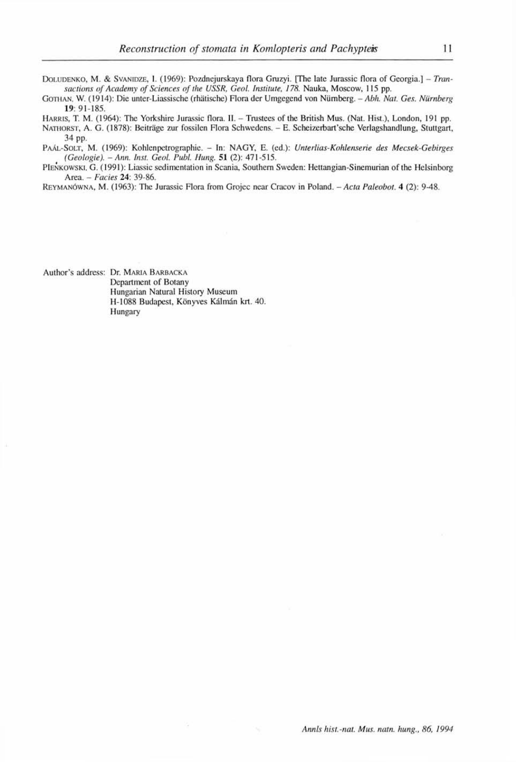DOLUDENKO, M. & SVANIDZE, I. (1969): Pozdnejurskaya flora Gruzyi. [The late Jurassic flora of Georgia.] – *Transactions of Academy of Sciences of the USSR, Geol. Institute, 178.* Nauka, Moscow, 115 pp.

GOTHAN, W. (1914): Die unter-Liassische (rhätische) Flora der Umgegend von Nürnberg. – *Abh. Nat. Ges. Nürnberg* **19**: 91-185.

HARRIS, T. M. (1964): The Yorkshire Jurassic flora. II. – Trustees of the British Mus. (Nat. Hist.), London, 191 pp.

NATHORST, A. G. (1878): Beiträge zur fossilen Flora Schwedens. – E. Scheizerbart'sche Verlagshandlung, Stuttgart, 34 pp.

PAÁL-SOLT, M. (1969): Kohlenpetrographie. – In: NAGY, E. (ed.): *Unterlias-Kohlenserie des Mecsek-Gebirges (Geologie). – Ann. Inst. Geol. Publ. Hung.* **51** (2): 471-515.

PIEŃKOWSKI, G. (1991): Liassic sedimentation in Scania, Southern Sweden: Hettangian-Sinemurian of the Helsinborg Area. – *Facies* **24**: 39-86.

REYMANÓWNA, M. (1963): The Jurassic Flora from Grojec near Cracov in Poland. – *Acta Paleobot.* **4** (2): 9-48.

Author's address: Dr. MARIA BARBACKA
Department of Botany
Hungarian Natural History Museum
H-1088 Budapest, Könyves Kálmán krt. 40.
Hungary